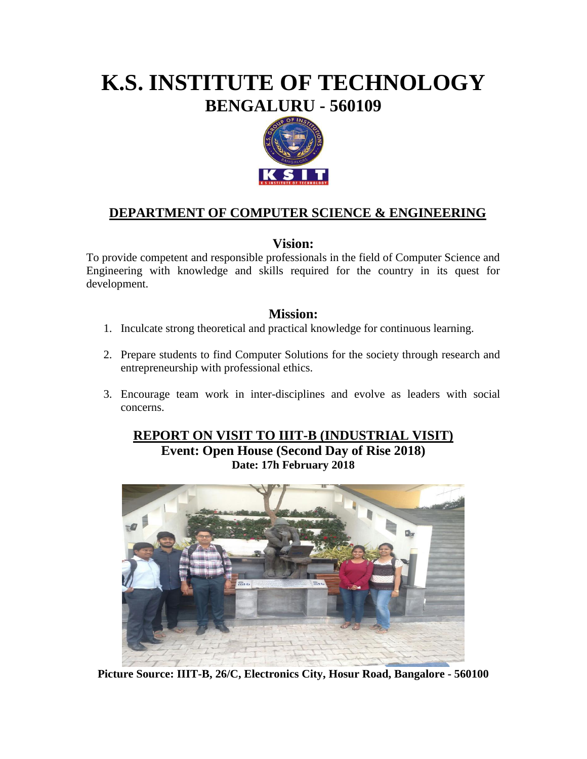# K.S. INSTITUTE OF TECHNOLOGY

## BENGALURU - 560109

## DEPARTMENT OF COMPUTER SCIENCE & ENGINEERING

### Vision:

To provide competent and responsible professionals in the field of Computer Science and Engineering with knowledge and skills required for the country in its quest for development.

### Mission:

1. Inculcate strong theoretical and practical knowledge for continuous learning.
2. Prepare students to find Computer Solutions for the society through research and entrepreneurship with professional ethics.
3. Encourage team work in inter-disciplines and evolve as leaders with social concerns.

## REPORT ON VISIT TO IIIT-B (INDUSTRIAL VISIT)

**Event: Open House (Second Day of Rise 2018)**

**Date: 17h February 2018**

**Picture Source: IIIT-B, 26/C, Electronics City, Hosur Road, Bangalore - 560100**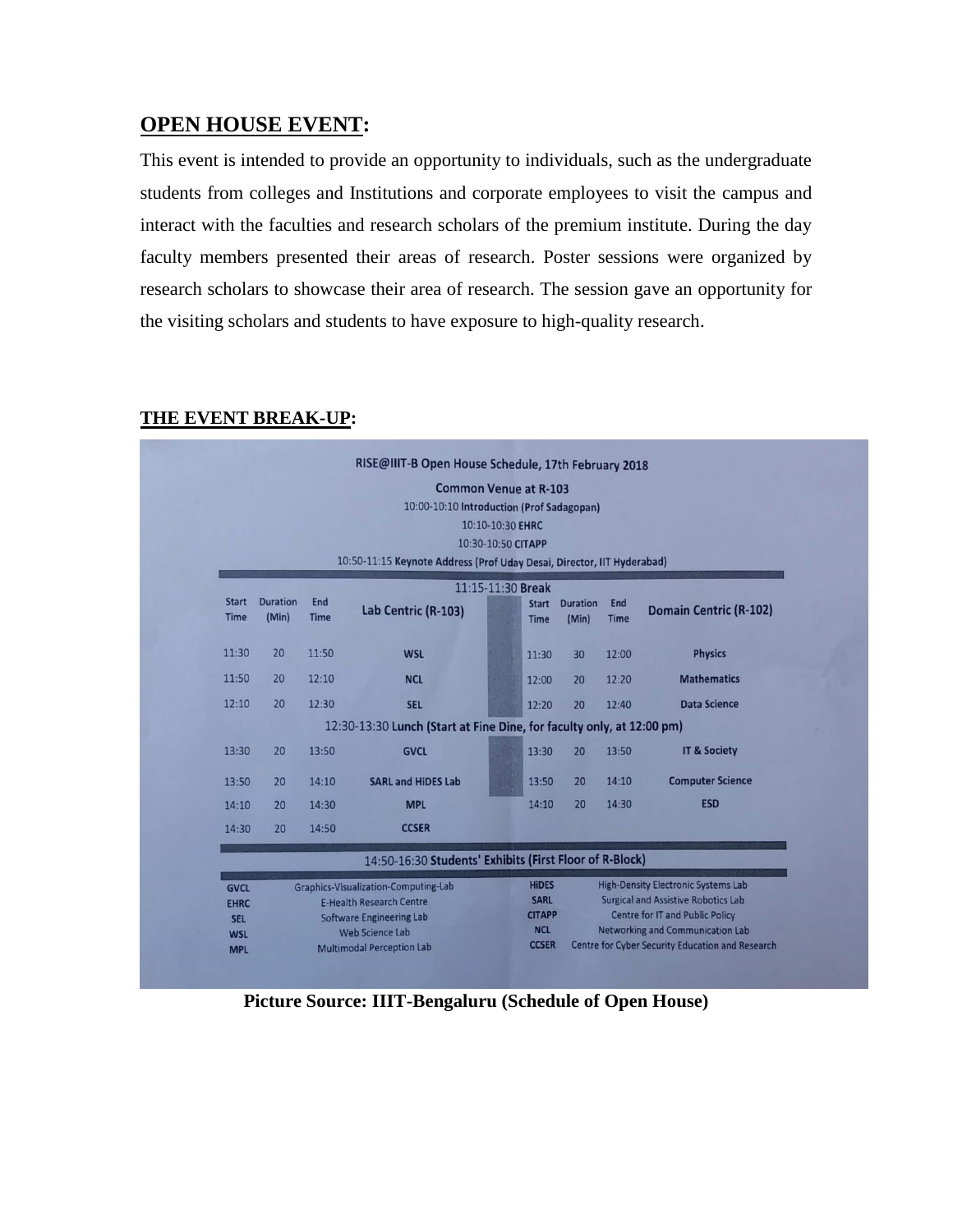## OPEN HOUSE EVENT:

This event is intended to provide an opportunity to individuals, such as the undergraduate students from colleges and Institutions and corporate employees to visit the campus and interact with the faculties and research scholars of the premium institute. During the day faculty members presented their areas of research. Poster sessions were organized by research scholars to showcase their area of research. The session gave an opportunity for the visiting scholars and students to have exposure to high-quality research.

## THE EVENT BREAK-UP:

**RISE@IIIT-B Open House Schedule, 17th February 2018**

**Common Venue at R-103**

10:00-10:10 Introduction (Prof Sadagopan)

10:10-10:30 EHRC

10:30-10:50 CITAPP

10:50-11:15 Keynote Address (Prof Uday Desai, Director, IIT Hyderabad)

11:15-11:30 Break

| Start Time | Duration (Min) | End Time | Lab Centric (R-103) | Start Time | Duration (Min) | End Time | Domain Centric (R-102) |
|---|---|---|---|---|---|---|---|
| 11:30 | 20 | 11:50 | WSL | 11:30 | 30 | 12:00 | Physics |
| 11:50 | 20 | 12:10 | NCL | 12:00 | 20 | 12:20 | Mathematics |
| 12:10 | 20 | 12:30 | SEL | 12:20 | 20 | 12:40 | Data Science |
| 12:30-13:30 Lunch (Start at Fine Dine, for faculty only, at 12:00 pm) | | | | | | | |
| 13:30 | 20 | 13:50 | GVCL | 13:30 | 20 | 13:50 | IT & Society |
| 13:50 | 20 | 14:10 | SARL and HiDES Lab | 13:50 | 20 | 14:10 | Computer Science |
| 14:10 | 20 | 14:30 | MPL | 14:10 | 20 | 14:30 | ESD |
| 14:30 | 20 | 14:50 | CCSER | | | | |

14:50-16:30 Students' Exhibits (First Floor of R-Block)

| Abbreviation | Full Form | Abbreviation | Full Form |
|---|---|---|---|
| GVCL | Graphics-Visualization-Computing-Lab | HIDES | High-Density Electronic Systems Lab |
| EHRC | E-Health Research Centre | SARL | Surgical and Assistive Robotics Lab |
| SEL | Software Engineering Lab | CITAPP | Centre for IT and Public Policy |
| WSL | Web Science Lab | NCL | Networking and Communication Lab |
| MPL | Multimodal Perception Lab | CCSER | Centre for Cyber Security Education and Research |

**Picture Source: IIIT-Bengaluru (Schedule of Open House)**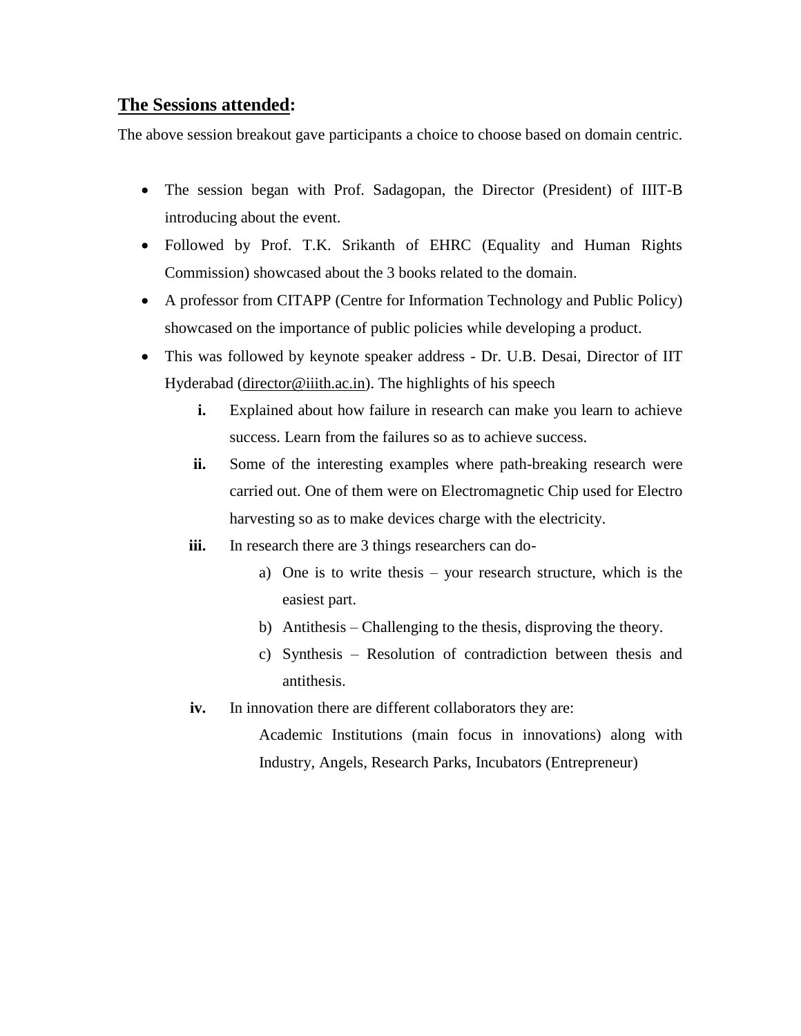## **The Sessions attended:**

The above session breakout gave participants a choice to choose based on domain centric.

- The session began with Prof. Sadagopan, the Director (President) of IIIT-B introducing about the event.
- Followed by Prof. T.K. Srikanth of EHRC (Equality and Human Rights Commission) showcased about the 3 books related to the domain.
- A professor from CITAPP (Centre for Information Technology and Public Policy) showcased on the importance of public policies while developing a product.
- This was followed by keynote speaker address - Dr. U.B. Desai, Director of IIT Hyderabad (director@iiith.ac.in). The highlights of his speech
    - **i.** Explained about how failure in research can make you learn to achieve success. Learn from the failures so as to achieve success.
    - **ii.** Some of the interesting examples where path-breaking research were carried out. One of them were on Electromagnetic Chip used for Electro harvesting so as to make devices charge with the electricity.
    - **iii.** In research there are 3 things researchers can do-
        - a) One is to write thesis – your research structure, which is the easiest part.
        - b) Antithesis – Challenging to the thesis, disproving the theory.
        - c) Synthesis – Resolution of contradiction between thesis and antithesis.
    - **iv.** In innovation there are different collaborators they are:

        Academic Institutions (main focus in innovations) along with Industry, Angels, Research Parks, Incubators (Entrepreneur)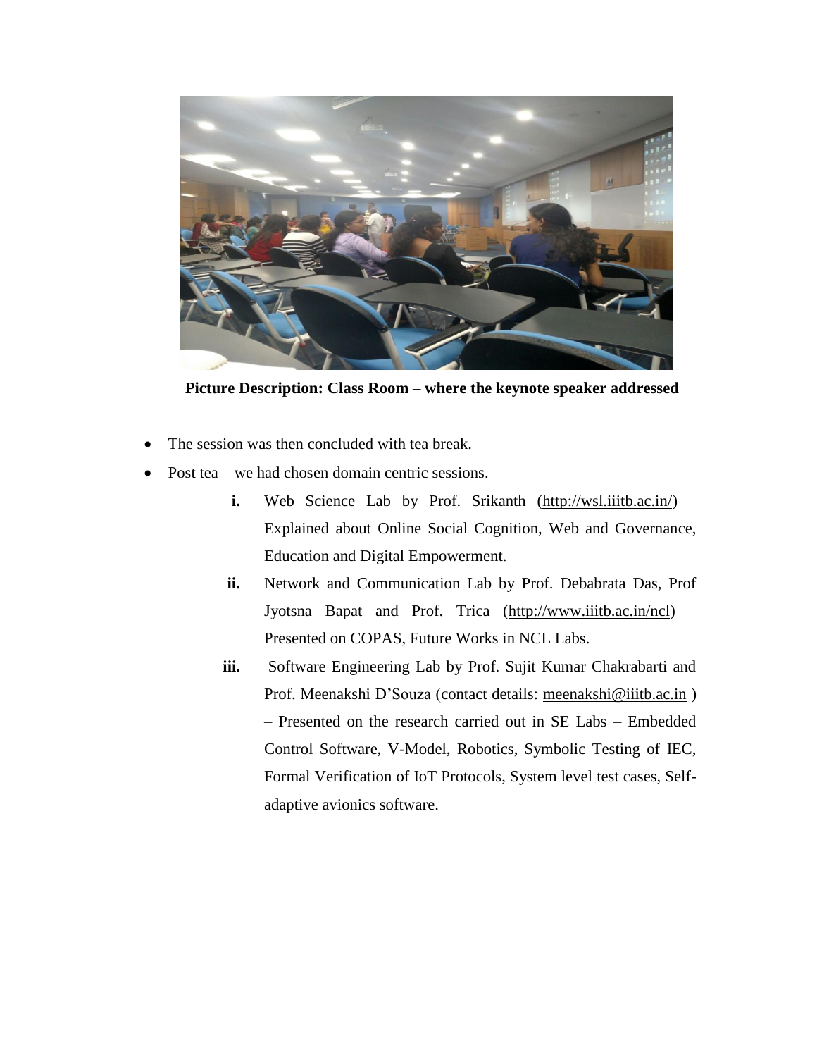**Picture Description: Class Room – where the keynote speaker addressed**

- The session was then concluded with tea break.
- Post tea – we had chosen domain centric sessions.
  - **i.** Web Science Lab by Prof. Srikanth (http://wsl.iiitb.ac.in/) – Explained about Online Social Cognition, Web and Governance, Education and Digital Empowerment.
  - **ii.** Network and Communication Lab by Prof. Debabrata Das, Prof Jyotsna Bapat and Prof. Trica (http://www.iiitb.ac.in/ncl) – Presented on COPAS, Future Works in NCL Labs.
  - **iii.** Software Engineering Lab by Prof. Sujit Kumar Chakrabarti and Prof. Meenakshi D'Souza (contact details: meenakshi@iiitb.ac.in ) – Presented on the research carried out in SE Labs – Embedded Control Software, V-Model, Robotics, Symbolic Testing of IEC, Formal Verification of IoT Protocols, System level test cases, Self-adaptive avionics software.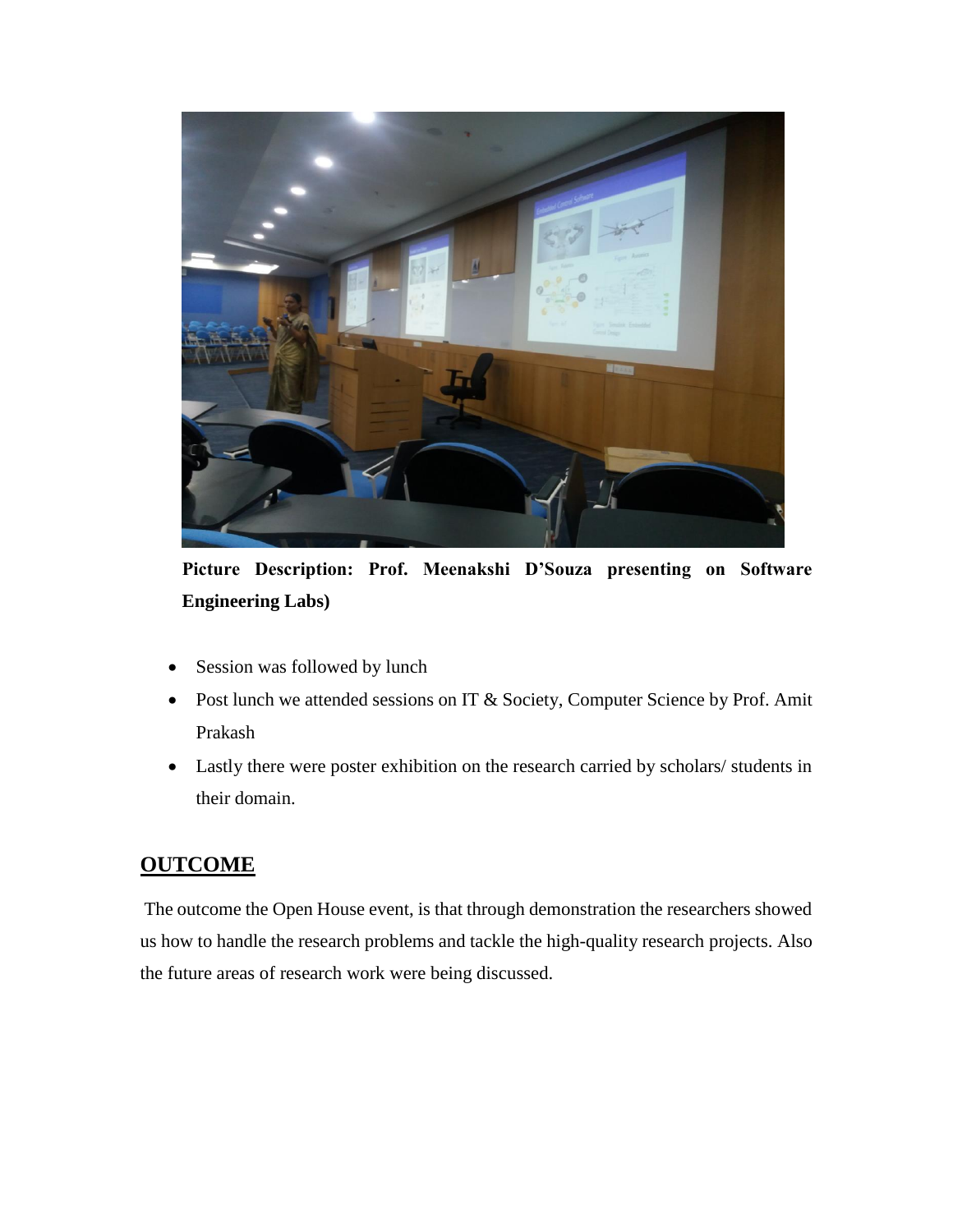**Picture Description: Prof. Meenakshi D'Souza presenting on Software Engineering Labs)**

- Session was followed by lunch
- Post lunch we attended sessions on IT & Society, Computer Science by Prof. Amit Prakash
- Lastly there were poster exhibition on the research carried by scholars/ students in their domain.

## OUTCOME

The outcome the Open House event, is that through demonstration the researchers showed us how to handle the research problems and tackle the high-quality research projects. Also the future areas of research work were being discussed.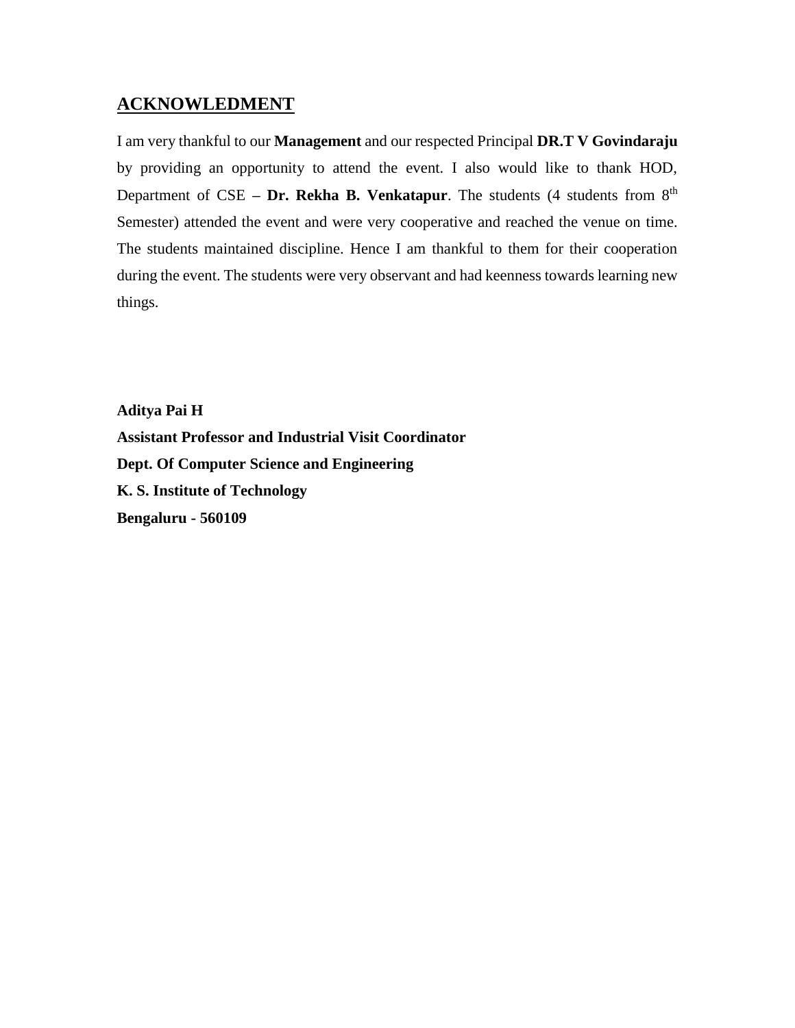## ACKNOWLEDMENT

I am very thankful to our **Management** and our respected Principal **DR.T V Govindaraju** by providing an opportunity to attend the event. I also would like to thank HOD, Department of CSE – **Dr. Rekha B. Venkatapur**. The students (4 students from $8^{th}$ Semester) attended the event and were very cooperative and reached the venue on time. The students maintained discipline. Hence I am thankful to them for their cooperation during the event. The students were very observant and had keenness towards learning new things.

**Aditya Pai H**
**Assistant Professor and Industrial Visit Coordinator**
**Dept. Of Computer Science and Engineering**
**K. S. Institute of Technology**
**Bengaluru - 560109**